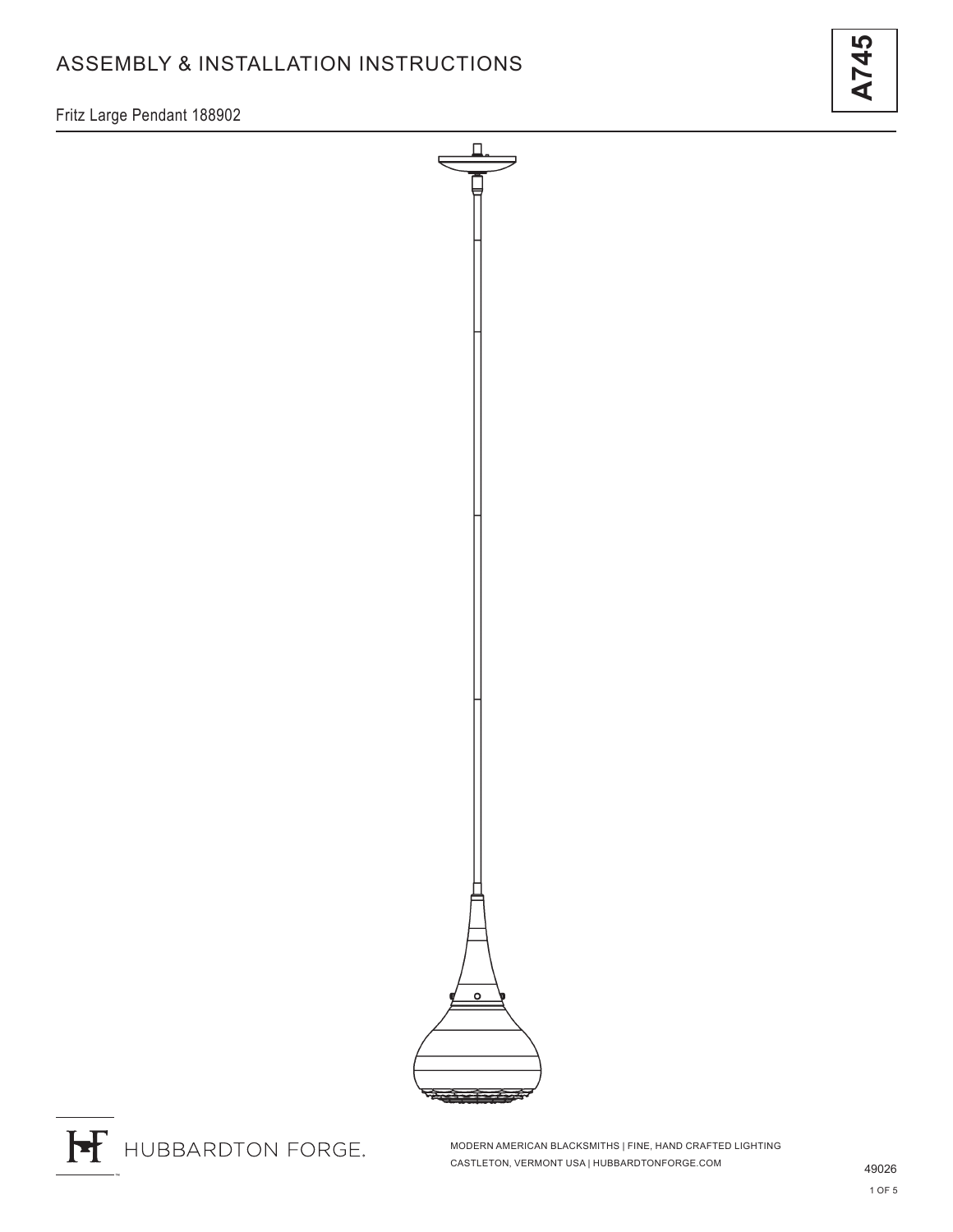# ASSEMBLY & INSTALLATION INSTRUCTIONS

**A745**

Fritz Large Pendant 188902

HUBBARDTON FORGE.

MODERN AMERICAN BLACKSMITHS | FINE, HAND CRAFTED LIGHTING
CASTLETON, VERMONT USA | HUBBARDTONFORGE.COM

49026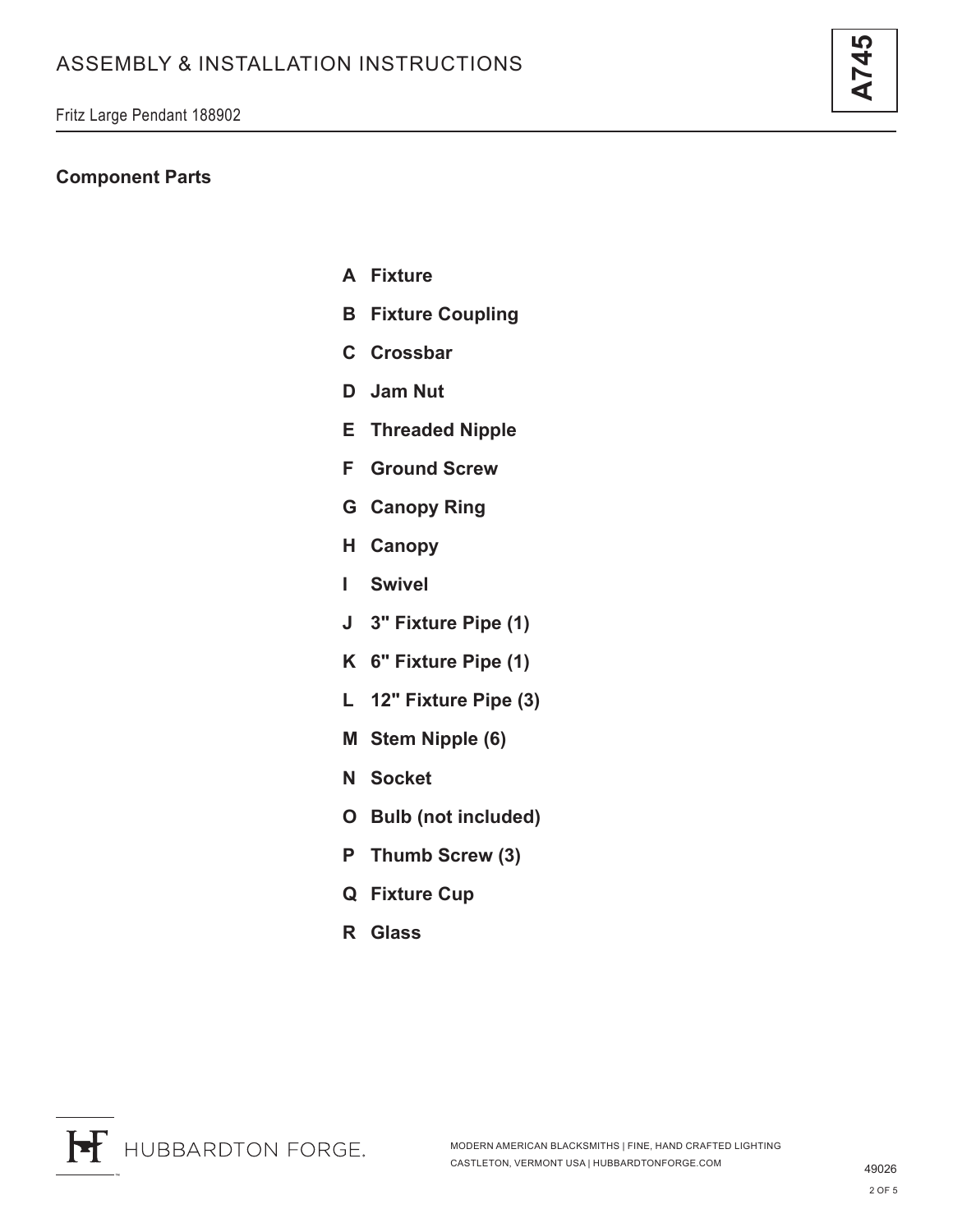# ASSEMBLY & INSTALLATION INSTRUCTIONS

Fritz Large Pendant 188902

## Component Parts

- **A Fixture**
- **B Fixture Coupling**
- **C Crossbar**
- **D Jam Nut**
- **E Threaded Nipple**
- **F Ground Screw**
- **G Canopy Ring**
- **H Canopy**
- **I Swivel**
- **J 3" Fixture Pipe (1)**
- **K 6" Fixture Pipe (1)**
- **L 12" Fixture Pipe (3)**
- **M Stem Nipple (6)**
- **N Socket**
- **O Bulb (not included)**
- **P Thumb Screw (3)**
- **Q Fixture Cup**
- **R Glass**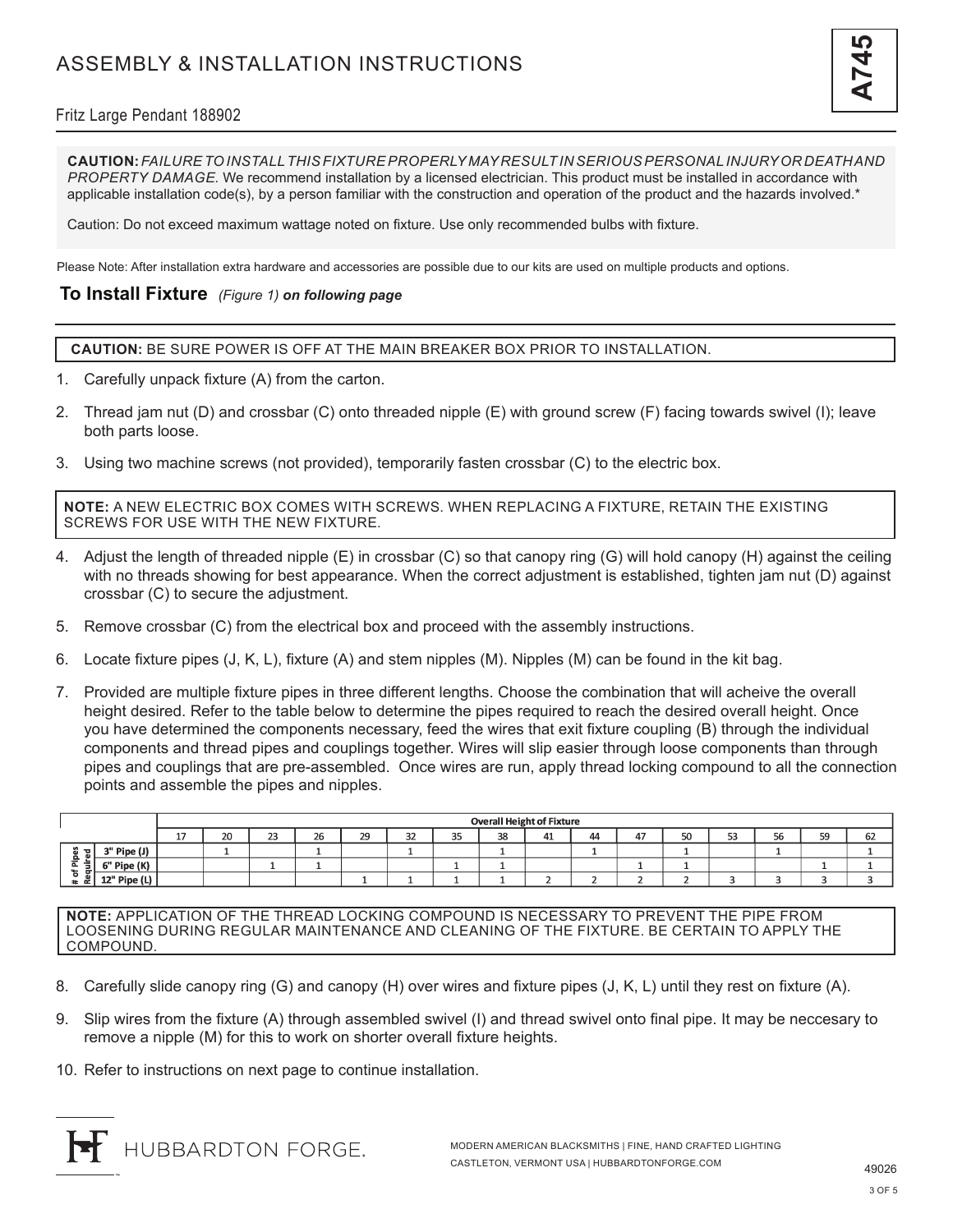# ASSEMBLY & INSTALLATION INSTRUCTIONS

**A745**

Fritz Large Pendant 188902

**CAUTION:** *FAILURE TO INSTALL THIS FIXTURE PROPERLY MAY RESULT IN SERIOUS PERSONAL INJURY OR DEATH AND PROPERTY DAMAGE.* We recommend installation by a licensed electrician. This product must be installed in accordance with applicable installation code(s), by a person familiar with the construction and operation of the product and the hazards involved.*

Caution: Do not exceed maximum wattage noted on fixture. Use only recommended bulbs with fixture.

Please Note: After installation extra hardware and accessories are possible due to our kits are used on multiple products and options.

## To Install Fixture *(Figure 1)* ***on following page***

**CAUTION:** BE SURE POWER IS OFF AT THE MAIN BREAKER BOX PRIOR TO INSTALLATION.

1. Carefully unpack fixture (A) from the carton.
2. Thread jam nut (D) and crossbar (C) onto threaded nipple (E) with ground screw (F) facing towards swivel (I); leave both parts loose.
3. Using two machine screws (not provided), temporarily fasten crossbar (C) to the electric box.

**NOTE:** A NEW ELECTRIC BOX COMES WITH SCREWS. WHEN REPLACING A FIXTURE, RETAIN THE EXISTING SCREWS FOR USE WITH THE NEW FIXTURE.

4. Adjust the length of threaded nipple (E) in crossbar (C) so that canopy ring (G) will hold canopy (H) against the ceiling with no threads showing for best appearance. When the correct adjustment is established, tighten jam nut (D) against crossbar (C) to secure the adjustment.
5. Remove crossbar (C) from the electrical box and proceed with the assembly instructions.
6. Locate fixture pipes (J, K, L), fixture (A) and stem nipples (M). Nipples (M) can be found in the kit bag.
7. Provided are multiple fixture pipes in three different lengths. Choose the combination that will acheive the overall height desired. Refer to the table below to determine the pipes required to reach the desired overall height. Once you have determined the components necessary, feed the wires that exit fixture coupling (B) through the individual components and thread pipes and couplings together. Wires will slip easier through loose components than through pipes and couplings that are pre-assembled. Once wires are run, apply thread locking compound to all the connection points and assemble the pipes and nipples.

| # of Pipes Required | Overall Height of Fixture | | | | | | | | | | | | | | | |
|---|---|---|---|---|---|---|---|---|---|---|---|---|---|---|---|---|
| | 17 | 20 | 23 | 26 | 29 | 32 | 35 | 38 | 41 | 44 | 47 | 50 | 53 | 56 | 59 | 62 |
| 3" Pipe (J) | | 1 | | 1 | | 1 | | 1 | | 1 | | 1 | | 1 | | 1 |
| 6" Pipe (K) | | | 1 | 1 | | | 1 | 1 | | | 1 | 1 | | | 1 | 1 |
| 12" Pipe (L) | | | | | 1 | 1 | 1 | 1 | 2 | 2 | 2 | 2 | 3 | 3 | 3 | 3 |

**NOTE:** APPLICATION OF THE THREAD LOCKING COMPOUND IS NECESSARY TO PREVENT THE PIPE FROM LOOSENING DURING REGULAR MAINTENANCE AND CLEANING OF THE FIXTURE. BE CERTAIN TO APPLY THE COMPOUND.

8. Carefully slide canopy ring (G) and canopy (H) over wires and fixture pipes (J, K, L) until they rest on fixture (A).
9. Slip wires from the fixture (A) through assembled swivel (I) and thread swivel onto final pipe. It may be neccesary to remove a nipple (M) for this to work on shorter overall fixture heights.
10. Refer to instructions on next page to continue installation.

HUBBARDTON FORGE.

MODERN AMERICAN BLACKSMITHS | FINE, HAND CRAFTED LIGHTING
CASTLETON, VERMONT USA | HUBBARDTONFORGE.COM

49026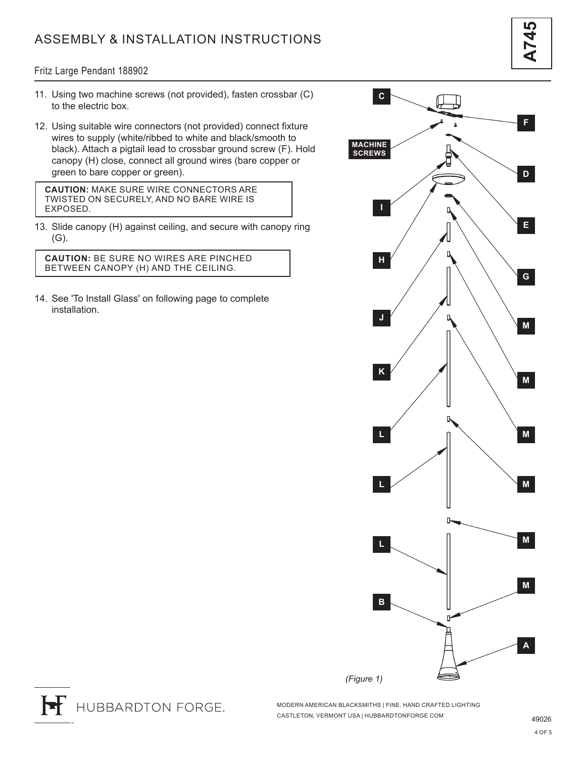# ASSEMBLY & INSTALLATION INSTRUCTIONS

**A745**

Fritz Large Pendant 188902

11. Using two machine screws (not provided), fasten crossbar (C) to the electric box.

12. Using suitable wire connectors (not provided) connect fixture wires to supply (white/ribbed to white and black/smooth to black). Attach a pigtail lead to crossbar ground screw (F). Hold canopy (H) close, connect all ground wires (bare copper or green to bare copper or green).

> **CAUTION:** MAKE SURE WIRE CONNECTORS ARE TWISTED ON SECURELY, AND NO BARE WIRE IS EXPOSED.

13. Slide canopy (H) against ceiling, and secure with canopy ring (G).

> **CAUTION:** BE SURE NO WIRES ARE PINCHED BETWEEN CANOPY (H) AND THE CEILING.

14. See 'To Install Glass' on following page to complete installation.

C, F, MACHINE SCREWS, D, I, E, H, G, J, M, K, M, L, M, L, M, L, M, B, M, A

*(Figure 1)*

HUBBARDTON FORGE.

MODERN AMERICAN BLACKSMITHS | FINE, HAND CRAFTED LIGHTING
CASTLETON, VERMONT USA | HUBBARDTONFORGE.COM

49026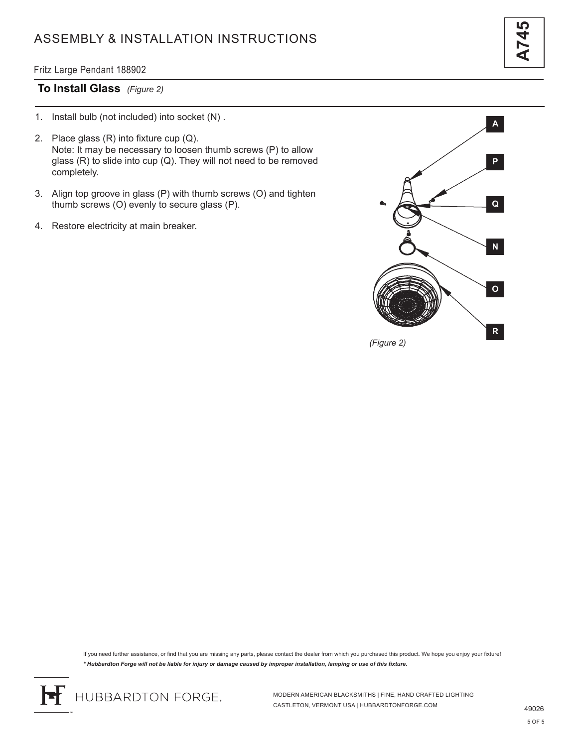# ASSEMBLY & INSTALLATION INSTRUCTIONS

Fritz Large Pendant 188902

**A745**

## To Install Glass *(Figure 2)*

1. Install bulb (not included) into socket (N) .
2. Place glass (R) into fixture cup (Q).
   Note: It may be necessary to loosen thumb screws (P) to allow glass (R) to slide into cup (Q). They will not need to be removed completely.
3. Align top groove in glass (P) with thumb screws (O) and tighten thumb screws (O) evenly to secure glass (P).
4. Restore electricity at main breaker.

A

P

Q

N

O

R

*(Figure 2)*

If you need further assistance, or find that you are missing any parts, please contact the dealer from which you purchased this product. We hope you enjoy your fixture!

***\* Hubbardton Forge will not be liable for injury or damage caused by improper installation, lamping or use of this fixture.***

HUBBARDTON FORGE.

MODERN AMERICAN BLACKSMITHS | FINE, HAND CRAFTED LIGHTING
CASTLETON, VERMONT USA | HUBBARDTONFORGE.COM

49026